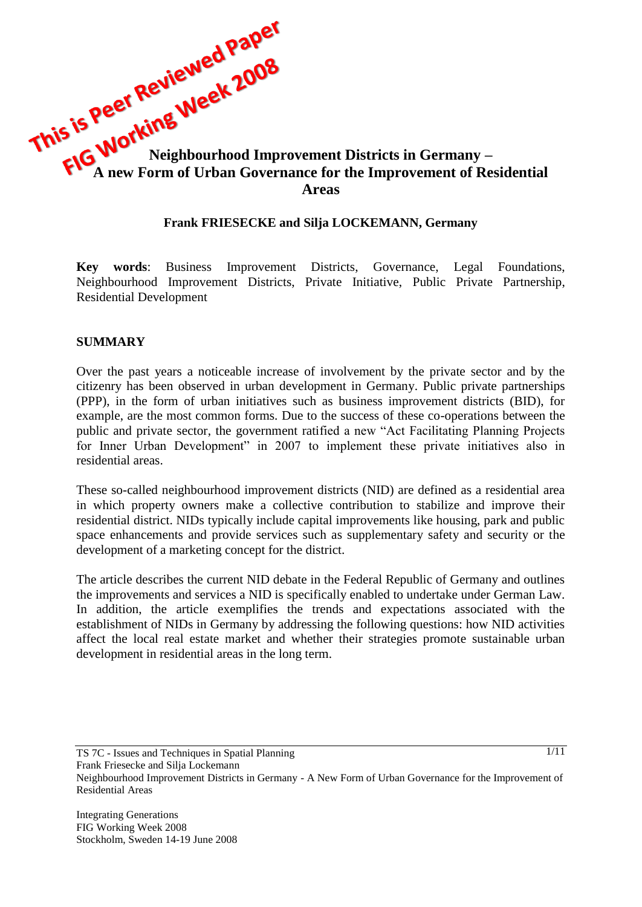This is Peer Reviewed Paper
FIG Working Week 2008

# Neighbourhood Improvement Districts in Germany – A new Form of Urban Governance for the Improvement of Residential Areas

**Frank FRIESECKE and Silja LOCKEMANN, Germany**

**Key words**: Business Improvement Districts, Governance, Legal Foundations, Neighbourhood Improvement Districts, Private Initiative, Public Private Partnership, Residential Development

## SUMMARY

Over the past years a noticeable increase of involvement by the private sector and by the citizenry has been observed in urban development in Germany. Public private partnerships (PPP), in the form of urban initiatives such as business improvement districts (BID), for example, are the most common forms. Due to the success of these co-operations between the public and private sector, the government ratified a new "Act Facilitating Planning Projects for Inner Urban Development" in 2007 to implement these private initiatives also in residential areas.

These so-called neighbourhood improvement districts (NID) are defined as a residential area in which property owners make a collective contribution to stabilize and improve their residential district. NIDs typically include capital improvements like housing, park and public space enhancements and provide services such as supplementary safety and security or the development of a marketing concept for the district.

The article describes the current NID debate in the Federal Republic of Germany and outlines the improvements and services a NID is specifically enabled to undertake under German Law. In addition, the article exemplifies the trends and expectations associated with the establishment of NIDs in Germany by addressing the following questions: how NID activities affect the local real estate market and whether their strategies promote sustainable urban development in residential areas in the long term.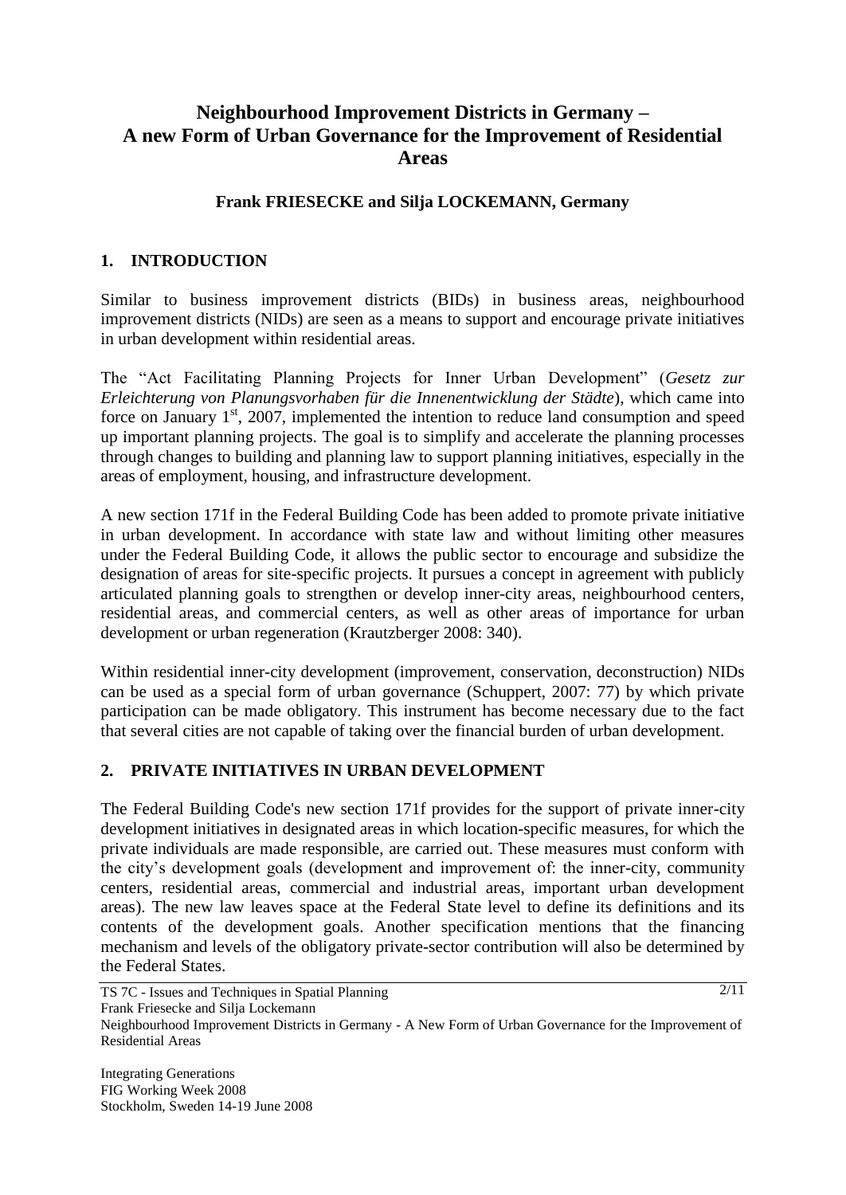# Neighbourhood Improvement Districts in Germany – A new Form of Urban Governance for the Improvement of Residential Areas

**Frank FRIESECKE and Silja LOCKEMANN, Germany**

## 1. INTRODUCTION

Similar to business improvement districts (BIDs) in business areas, neighbourhood improvement districts (NIDs) are seen as a means to support and encourage private initiatives in urban development within residential areas.

The "Act Facilitating Planning Projects for Inner Urban Development" (*Gesetz zur Erleichterung von Planungsvorhaben für die Innenentwicklung der Städte*), which came into force on January 1st, 2007, implemented the intention to reduce land consumption and speed up important planning projects. The goal is to simplify and accelerate the planning processes through changes to building and planning law to support planning initiatives, especially in the areas of employment, housing, and infrastructure development.

A new section 171f in the Federal Building Code has been added to promote private initiative in urban development. In accordance with state law and without limiting other measures under the Federal Building Code, it allows the public sector to encourage and subsidize the designation of areas for site-specific projects. It pursues a concept in agreement with publicly articulated planning goals to strengthen or develop inner-city areas, neighbourhood centers, residential areas, and commercial centers, as well as other areas of importance for urban development or urban regeneration (Krautzberger 2008: 340).

Within residential inner-city development (improvement, conservation, deconstruction) NIDs can be used as a special form of urban governance (Schuppert, 2007: 77) by which private participation can be made obligatory. This instrument has become necessary due to the fact that several cities are not capable of taking over the financial burden of urban development.

## 2. PRIVATE INITIATIVES IN URBAN DEVELOPMENT

The Federal Building Code's new section 171f provides for the support of private inner-city development initiatives in designated areas in which location-specific measures, for which the private individuals are made responsible, are carried out. These measures must conform with the city's development goals (development and improvement of: the inner-city, community centers, residential areas, commercial and industrial areas, important urban development areas). The new law leaves space at the Federal State level to define its definitions and its contents of the development goals. Another specification mentions that the financing mechanism and levels of the obligatory private-sector contribution will also be determined by the Federal States.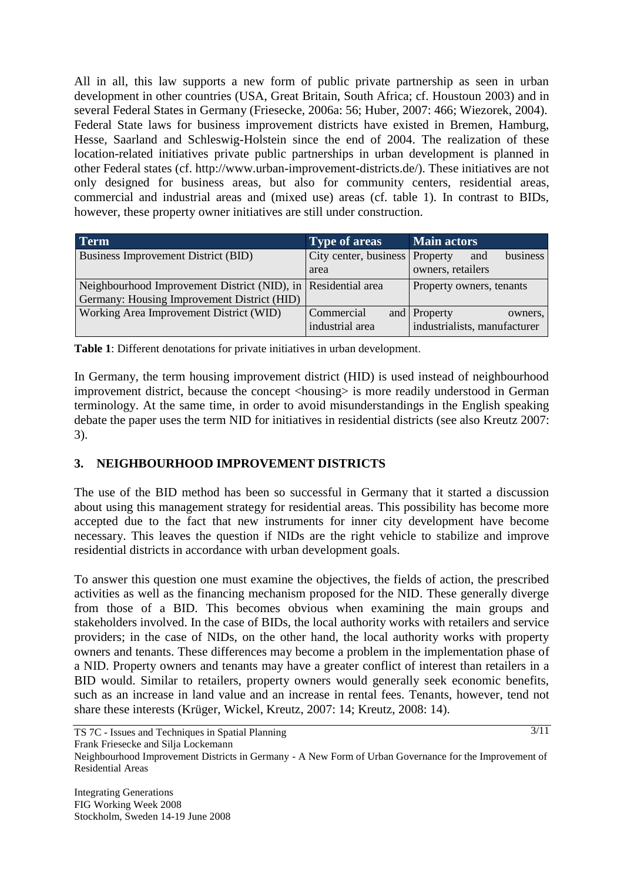All in all, this law supports a new form of public private partnership as seen in urban development in other countries (USA, Great Britain, South Africa; cf. Houstoun 2003) and in several Federal States in Germany (Friesecke, 2006a: 56; Huber, 2007: 466; Wiezorek, 2004). Federal State laws for business improvement districts have existed in Bremen, Hamburg, Hesse, Saarland and Schleswig-Holstein since the end of 2004. The realization of these location-related initiatives private public partnerships in urban development is planned in other Federal states (cf. http://www.urban-improvement-districts.de/). These initiatives are not only designed for business areas, but also for community centers, residential areas, commercial and industrial areas and (mixed use) areas (cf. table 1). In contrast to BIDs, however, these property owner initiatives are still under construction.

| Term | Type of areas | Main actors |
|---|---|---|
| Business Improvement District (BID) | City center, business area | Property and business owners, retailers |
| Neighbourhood Improvement District (NID), in Germany: Housing Improvement District (HID) | Residential area | Property owners, tenants |
| Working Area Improvement District (WID) | Commercial and industrial area | Property owners, industrialists, manufacturer |

**Table 1**: Different denotations for private initiatives in urban development.

In Germany, the term housing improvement district (HID) is used instead of neighbourhood improvement district, because the concept <housing> is more readily understood in German terminology. At the same time, in order to avoid misunderstandings in the English speaking debate the paper uses the term NID for initiatives in residential districts (see also Kreutz 2007: 3).

## 3. NEIGHBOURHOOD IMPROVEMENT DISTRICTS

The use of the BID method has been so successful in Germany that it started a discussion about using this management strategy for residential areas. This possibility has become more accepted due to the fact that new instruments for inner city development have become necessary. This leaves the question if NIDs are the right vehicle to stabilize and improve residential districts in accordance with urban development goals.

To answer this question one must examine the objectives, the fields of action, the prescribed activities as well as the financing mechanism proposed for the NID. These generally diverge from those of a BID. This becomes obvious when examining the main groups and stakeholders involved. In the case of BIDs, the local authority works with retailers and service providers; in the case of NIDs, on the other hand, the local authority works with property owners and tenants. These differences may become a problem in the implementation phase of a NID. Property owners and tenants may have a greater conflict of interest than retailers in a BID would. Similar to retailers, property owners would generally seek economic benefits, such as an increase in land value and an increase in rental fees. Tenants, however, tend not share these interests (Krüger, Wickel, Kreutz, 2007: 14; Kreutz, 2008: 14).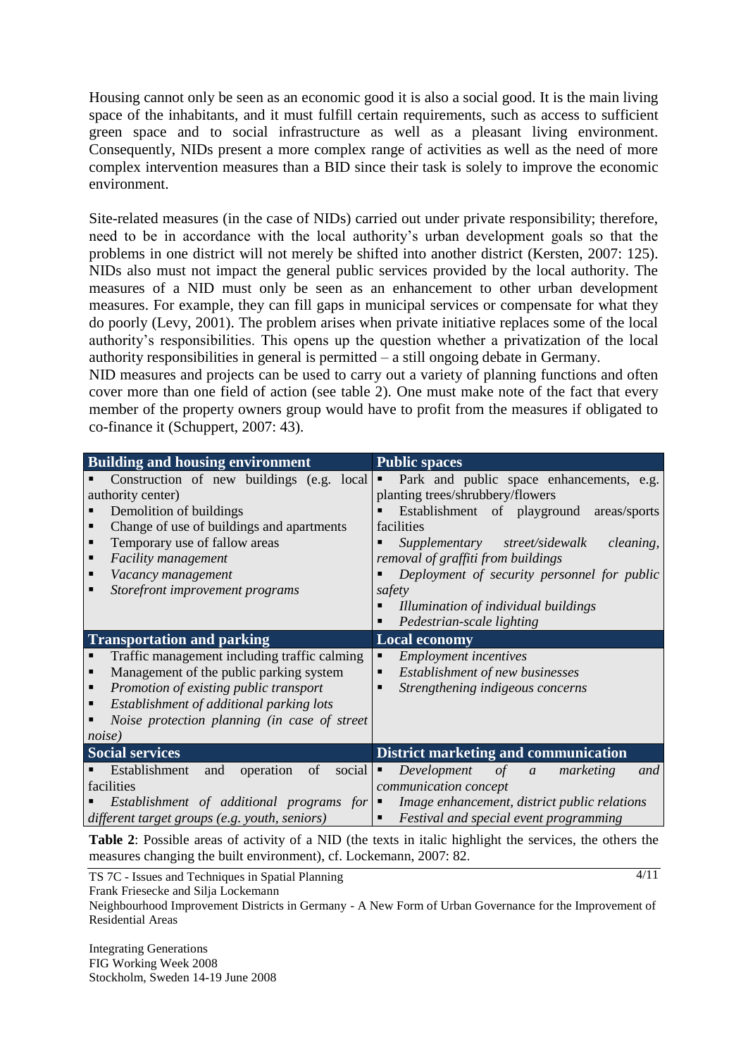Housing cannot only be seen as an economic good it is also a social good. It is the main living space of the inhabitants, and it must fulfill certain requirements, such as access to sufficient green space and to social infrastructure as well as a pleasant living environment. Consequently, NIDs present a more complex range of activities as well as the need of more complex intervention measures than a BID since their task is solely to improve the economic environment.

Site-related measures (in the case of NIDs) carried out under private responsibility; therefore, need to be in accordance with the local authority's urban development goals so that the problems in one district will not merely be shifted into another district (Kersten, 2007: 125). NIDs also must not impact the general public services provided by the local authority. The measures of a NID must only be seen as an enhancement to other urban development measures. For example, they can fill gaps in municipal services or compensate for what they do poorly (Levy, 2001). The problem arises when private initiative replaces some of the local authority's responsibilities. This opens up the question whether a privatization of the local authority responsibilities in general is permitted – a still ongoing debate in Germany.
NID measures and projects can be used to carry out a variety of planning functions and often cover more than one field of action (see table 2). One must make note of the fact that every member of the property owners group would have to profit from the measures if obligated to co-finance it (Schuppert, 2007: 43).

| **Building and housing environment** | **Public spaces** |
|---|---|
| ▪ Construction of new buildings (e.g. local authority center)<br>▪ Demolition of buildings<br>▪ Change of use of buildings and apartments<br>▪ Temporary use of fallow areas<br>▪ *Facility management*<br>▪ *Vacancy management*<br>▪ *Storefront improvement programs* | ▪ Park and public space enhancements, e.g. planting trees/shrubbery/flowers<br>▪ Establishment of playground areas/sports facilities<br>▪ *Supplementary street/sidewalk cleaning, removal of graffiti from buildings*<br>▪ *Deployment of security personnel for public safety*<br>▪ *Illumination of individual buildings*<br>▪ *Pedestrian-scale lighting* |
| **Transportation and parking** | **Local economy** |
| ▪ Traffic management including traffic calming<br>▪ Management of the public parking system<br>▪ *Promotion of existing public transport*<br>▪ *Establishment of additional parking lots*<br>▪ *Noise protection planning (in case of street noise)* | ▪ *Employment incentives*<br>▪ *Establishment of new businesses*<br>▪ *Strengthening indigeous concerns* |
| **Social services** | **District marketing and communication** |
| ▪ Establishment and operation of social facilities<br>▪ *Establishment of additional programs for different target groups (e.g. youth, seniors)* | ▪ *Development of a marketing and communication concept*<br>▪ *Image enhancement, district public relations*<br>▪ *Festival and special event programming* |

**Table 2**: Possible areas of activity of a NID (the texts in italic highlight the services, the others the measures changing the built environment), cf. Lockemann, 2007: 82.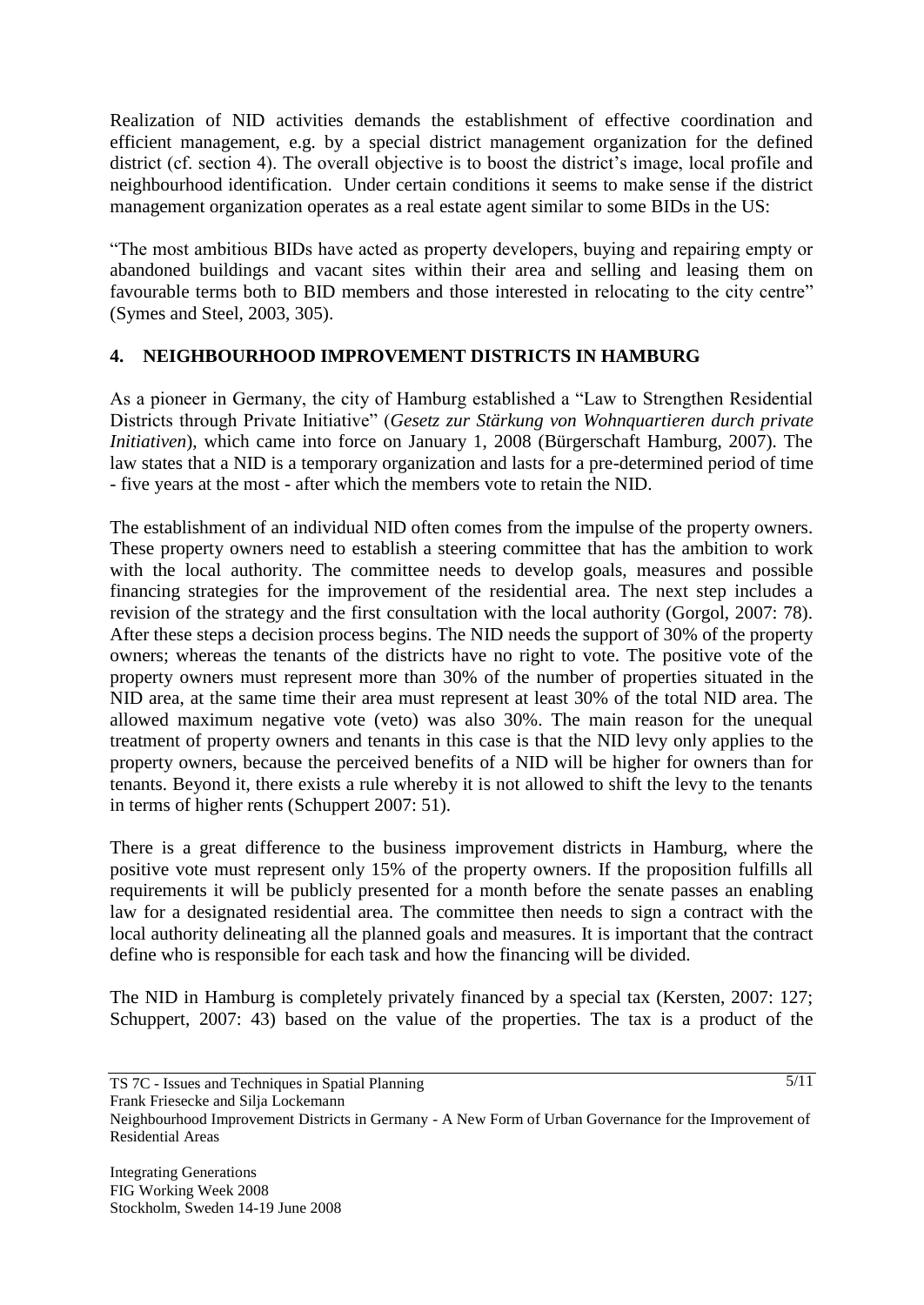Realization of NID activities demands the establishment of effective coordination and efficient management, e.g. by a special district management organization for the defined district (cf. section 4). The overall objective is to boost the district's image, local profile and neighbourhood identification. Under certain conditions it seems to make sense if the district management organization operates as a real estate agent similar to some BIDs in the US:

"The most ambitious BIDs have acted as property developers, buying and repairing empty or abandoned buildings and vacant sites within their area and selling and leasing them on favourable terms both to BID members and those interested in relocating to the city centre" (Symes and Steel, 2003, 305).

## 4. NEIGHBOURHOOD IMPROVEMENT DISTRICTS IN HAMBURG

As a pioneer in Germany, the city of Hamburg established a "Law to Strengthen Residential Districts through Private Initiative" (*Gesetz zur Stärkung von Wohnquartieren durch private Initiativen*), which came into force on January 1, 2008 (Bürgerschaft Hamburg, 2007). The law states that a NID is a temporary organization and lasts for a pre-determined period of time - five years at the most - after which the members vote to retain the NID.

The establishment of an individual NID often comes from the impulse of the property owners. These property owners need to establish a steering committee that has the ambition to work with the local authority. The committee needs to develop goals, measures and possible financing strategies for the improvement of the residential area. The next step includes a revision of the strategy and the first consultation with the local authority (Gorgol, 2007: 78). After these steps a decision process begins. The NID needs the support of 30% of the property owners; whereas the tenants of the districts have no right to vote. The positive vote of the property owners must represent more than 30% of the number of properties situated in the NID area, at the same time their area must represent at least 30% of the total NID area. The allowed maximum negative vote (veto) was also 30%. The main reason for the unequal treatment of property owners and tenants in this case is that the NID levy only applies to the property owners, because the perceived benefits of a NID will be higher for owners than for tenants. Beyond it, there exists a rule whereby it is not allowed to shift the levy to the tenants in terms of higher rents (Schuppert 2007: 51).

There is a great difference to the business improvement districts in Hamburg, where the positive vote must represent only 15% of the property owners. If the proposition fulfills all requirements it will be publicly presented for a month before the senate passes an enabling law for a designated residential area. The committee then needs to sign a contract with the local authority delineating all the planned goals and measures. It is important that the contract define who is responsible for each task and how the financing will be divided.

The NID in Hamburg is completely privately financed by a special tax (Kersten, 2007: 127; Schuppert, 2007: 43) based on the value of the properties. The tax is a product of the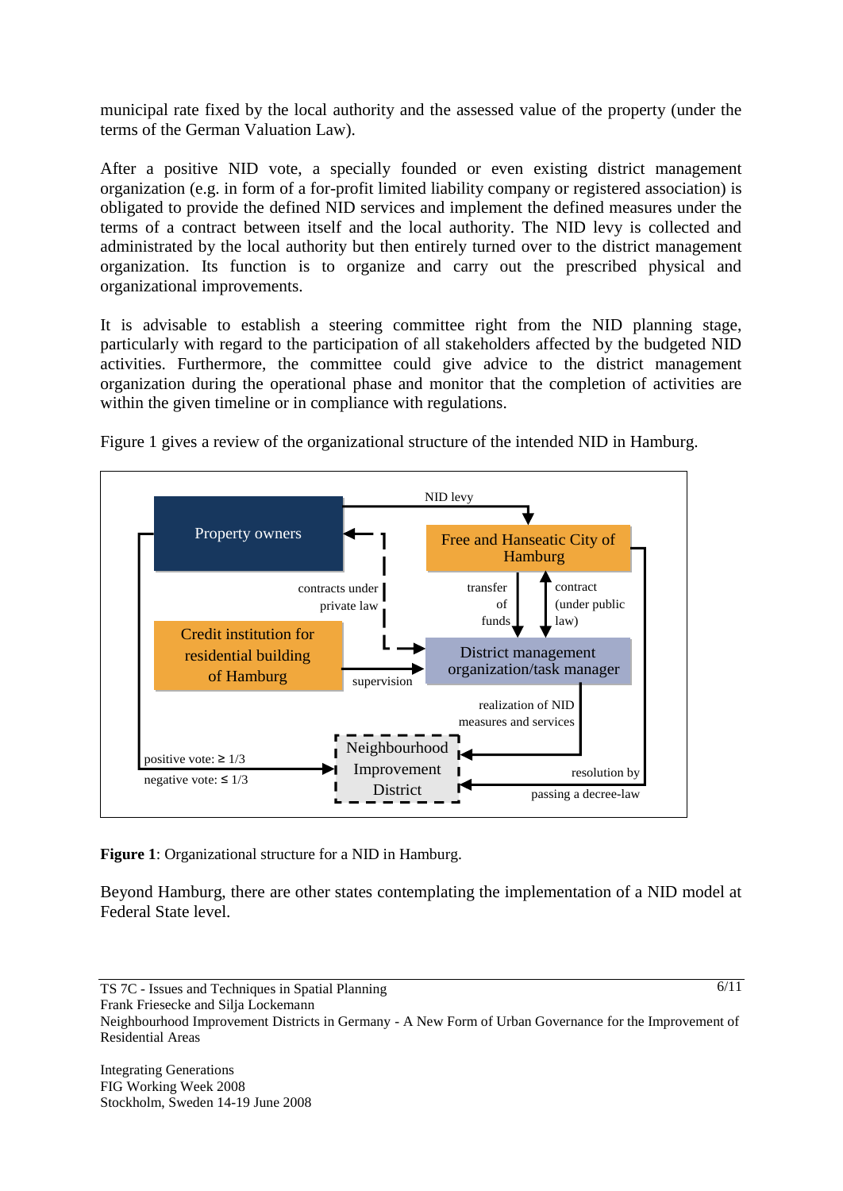municipal rate fixed by the local authority and the assessed value of the property (under the terms of the German Valuation Law).

After a positive NID vote, a specially founded or even existing district management organization (e.g. in form of a for-profit limited liability company or registered association) is obligated to provide the defined NID services and implement the defined measures under the terms of a contract between itself and the local authority. The NID levy is collected and administrated by the local authority but then entirely turned over to the district management organization. Its function is to organize and carry out the prescribed physical and organizational improvements.

It is advisable to establish a steering committee right from the NID planning stage, particularly with regard to the participation of all stakeholders affected by the budgeted NID activities. Furthermore, the committee could give advice to the district management organization during the operational phase and monitor that the completion of activities are within the given timeline or in compliance with regulations.

Figure 1 gives a review of the organizational structure of the intended NID in Hamburg.

**Figure 1**: Organizational structure for a NID in Hamburg.

Beyond Hamburg, there are other states contemplating the implementation of a NID model at Federal State level.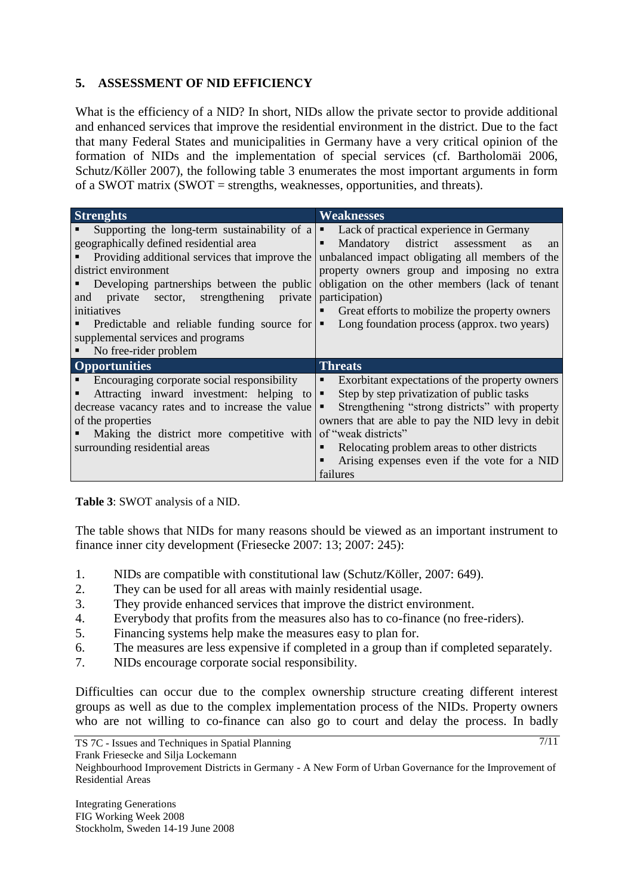## 5. ASSESSMENT OF NID EFFICIENCY

What is the efficiency of a NID? In short, NIDs allow the private sector to provide additional and enhanced services that improve the residential environment in the district. Due to the fact that many Federal States and municipalities in Germany have a very critical opinion of the formation of NIDs and the implementation of special services (cf. Bartholomäi 2006, Schutz/Köller 2007), the following table 3 enumerates the most important arguments in form of a SWOT matrix (SWOT = strengths, weaknesses, opportunities, and threats).

| Strenghts | Weaknesses |
|---|---|
| ▪ Supporting the long-term sustainability of a geographically defined residential area<br>▪ Providing additional services that improve the district environment<br>▪ Developing partnerships between the public and private sector, strengthening private initiatives<br>▪ Predictable and reliable funding source for supplemental services and programs<br>▪ No free-rider problem | ▪ Lack of practical experience in Germany<br>▪ Mandatory district assessment as an unbalanced impact obligating all members of the property owners group and imposing no extra obligation on the other members (lack of tenant participation)<br>▪ Great efforts to mobilize the property owners<br>▪ Long foundation process (approx. two years) |
| **Opportunities** | **Threats** |
| ▪ Encouraging corporate social responsibility<br>▪ Attracting inward investment: helping to decrease vacancy rates and to increase the value of the properties<br>▪ Making the district more competitive with surrounding residential areas | ▪ Exorbitant expectations of the property owners<br>▪ Step by step privatization of public tasks<br>▪ Strengthening "strong districts" with property owners that are able to pay the NID levy in debit of "weak districts"<br>▪ Relocating problem areas to other districts<br>▪ Arising expenses even if the vote for a NID failures |

**Table 3**: SWOT analysis of a NID.

The table shows that NIDs for many reasons should be viewed as an important instrument to finance inner city development (Friesecke 2007: 13; 2007: 245):

1. NIDs are compatible with constitutional law (Schutz/Köller, 2007: 649).
2. They can be used for all areas with mainly residential usage.
3. They provide enhanced services that improve the district environment.
4. Everybody that profits from the measures also has to co-finance (no free-riders).
5. Financing systems help make the measures easy to plan for.
6. The measures are less expensive if completed in a group than if completed separately.
7. NIDs encourage corporate social responsibility.

Difficulties can occur due to the complex ownership structure creating different interest groups as well as due to the complex implementation process of the NIDs. Property owners who are not willing to co-finance can also go to court and delay the process. In badly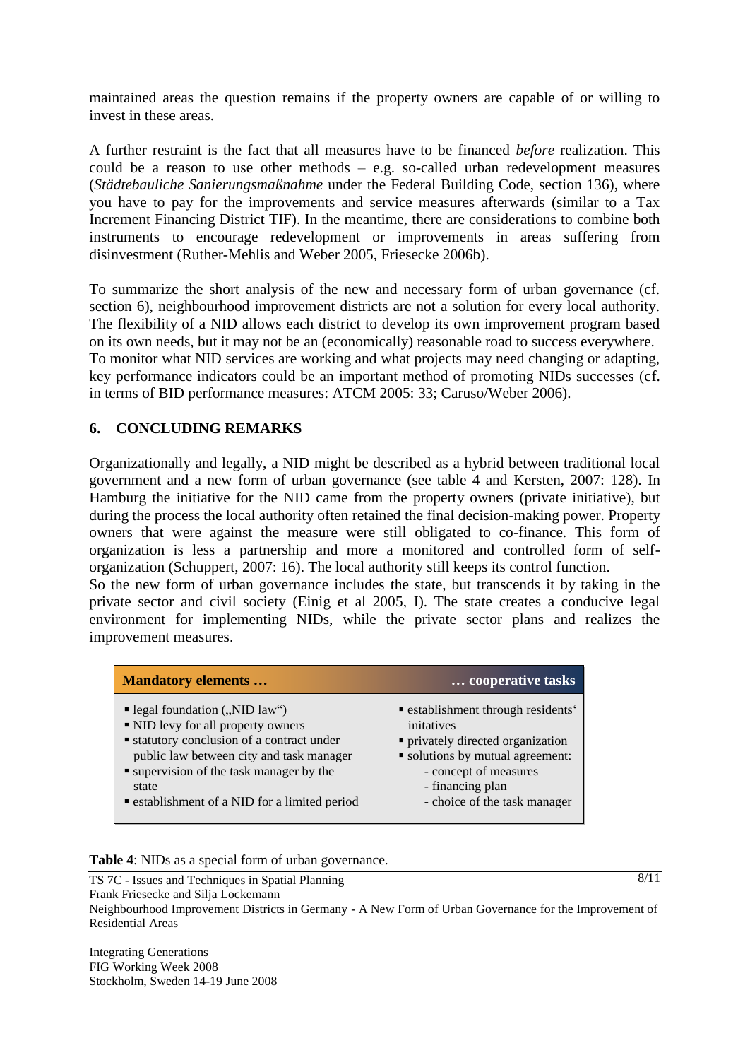maintained areas the question remains if the property owners are capable of or willing to invest in these areas.

A further restraint is the fact that all measures have to be financed *before* realization. This could be a reason to use other methods – e.g. so-called urban redevelopment measures (*Städtebauliche Sanierungsmaßnahme* under the Federal Building Code, section 136), where you have to pay for the improvements and service measures afterwards (similar to a Tax Increment Financing District TIF). In the meantime, there are considerations to combine both instruments to encourage redevelopment or improvements in areas suffering from disinvestment (Ruther-Mehlis and Weber 2005, Friesecke 2006b).

To summarize the short analysis of the new and necessary form of urban governance (cf. section 6), neighbourhood improvement districts are not a solution for every local authority. The flexibility of a NID allows each district to develop its own improvement program based on its own needs, but it may not be an (economically) reasonable road to success everywhere. To monitor what NID services are working and what projects may need changing or adapting, key performance indicators could be an important method of promoting NIDs successes (cf. in terms of BID performance measures: ATCM 2005: 33; Caruso/Weber 2006).

## 6. CONCLUDING REMARKS

Organizationally and legally, a NID might be described as a hybrid between traditional local government and a new form of urban governance (see table 4 and Kersten, 2007: 128). In Hamburg the initiative for the NID came from the property owners (private initiative), but during the process the local authority often retained the final decision-making power. Property owners that were against the measure were still obligated to co-finance. This form of organization is less a partnership and more a monitored and controlled form of self-organization (Schuppert, 2007: 16). The local authority still keeps its control function.

So the new form of urban governance includes the state, but transcends it by taking in the private sector and civil society (Einig et al 2005, I). The state creates a conducive legal environment for implementing NIDs, while the private sector plans and realizes the improvement measures.

| Mandatory elements … | … cooperative tasks |
|---|---|
| ▪ legal foundation („NID law“)<br>▪ NID levy for all property owners<br>▪ statutory conclusion of a contract under public law between city and task manager<br>▪ supervision of the task manager by the state<br>▪ establishment of a NID for a limited period | ▪ establishment through residents‘ initatives<br>▪ privately directed organization<br>▪ solutions by mutual agreement:<br>- concept of measures<br>- financing plan<br>- choice of the task manager |

**Table 4**: NIDs as a special form of urban governance.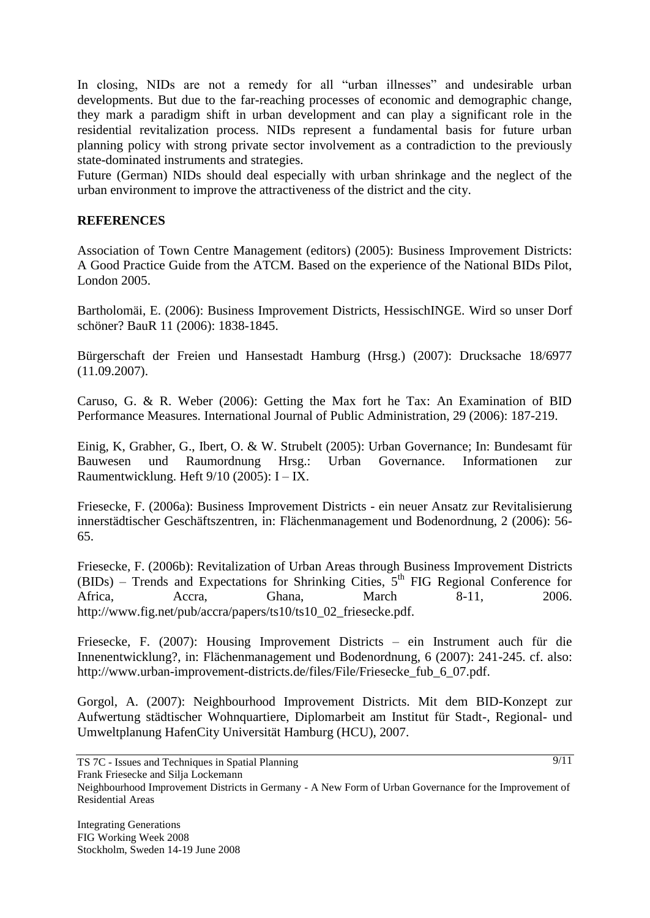In closing, NIDs are not a remedy for all "urban illnesses" and undesirable urban developments. But due to the far-reaching processes of economic and demographic change, they mark a paradigm shift in urban development and can play a significant role in the residential revitalization process. NIDs represent a fundamental basis for future urban planning policy with strong private sector involvement as a contradiction to the previously state-dominated instruments and strategies.
Future (German) NIDs should deal especially with urban shrinkage and the neglect of the urban environment to improve the attractiveness of the district and the city.

## REFERENCES

Association of Town Centre Management (editors) (2005): Business Improvement Districts: A Good Practice Guide from the ATCM. Based on the experience of the National BIDs Pilot, London 2005.

Bartholomäi, E. (2006): Business Improvement Districts, HessischINGE. Wird so unser Dorf schöner? BauR 11 (2006): 1838-1845.

Bürgerschaft der Freien und Hansestadt Hamburg (Hrsg.) (2007): Drucksache 18/6977 (11.09.2007).

Caruso, G. & R. Weber (2006): Getting the Max fort he Tax: An Examination of BID Performance Measures. International Journal of Public Administration, 29 (2006): 187-219.

Einig, K, Grabher, G., Ibert, O. & W. Strubelt (2005): Urban Governance; In: Bundesamt für Bauwesen und Raumordnung Hrsg.: Urban Governance. Informationen zur Raumentwicklung. Heft 9/10 (2005): I – IX.

Friesecke, F. (2006a): Business Improvement Districts - ein neuer Ansatz zur Revitalisierung innerstädtischer Geschäftszentren, in: Flächenmanagement und Bodenordnung, 2 (2006): 56-65.

Friesecke, F. (2006b): Revitalization of Urban Areas through Business Improvement Districts (BIDs) – Trends and Expectations for Shrinking Cities, 5th FIG Regional Conference for Africa, Accra, Ghana, March 8-11, 2006. http://www.fig.net/pub/accra/papers/ts10/ts10_02_friesecke.pdf.

Friesecke, F. (2007): Housing Improvement Districts – ein Instrument auch für die Innenentwicklung?, in: Flächenmanagement und Bodenordnung, 6 (2007): 241-245. cf. also: http://www.urban-improvement-districts.de/files/File/Friesecke_fub_6_07.pdf.

Gorgol, A. (2007): Neighbourhood Improvement Districts. Mit dem BID-Konzept zur Aufwertung städtischer Wohnquartiere, Diplomarbeit am Institut für Stadt-, Regional- und Umweltplanung HafenCity Universität Hamburg (HCU), 2007.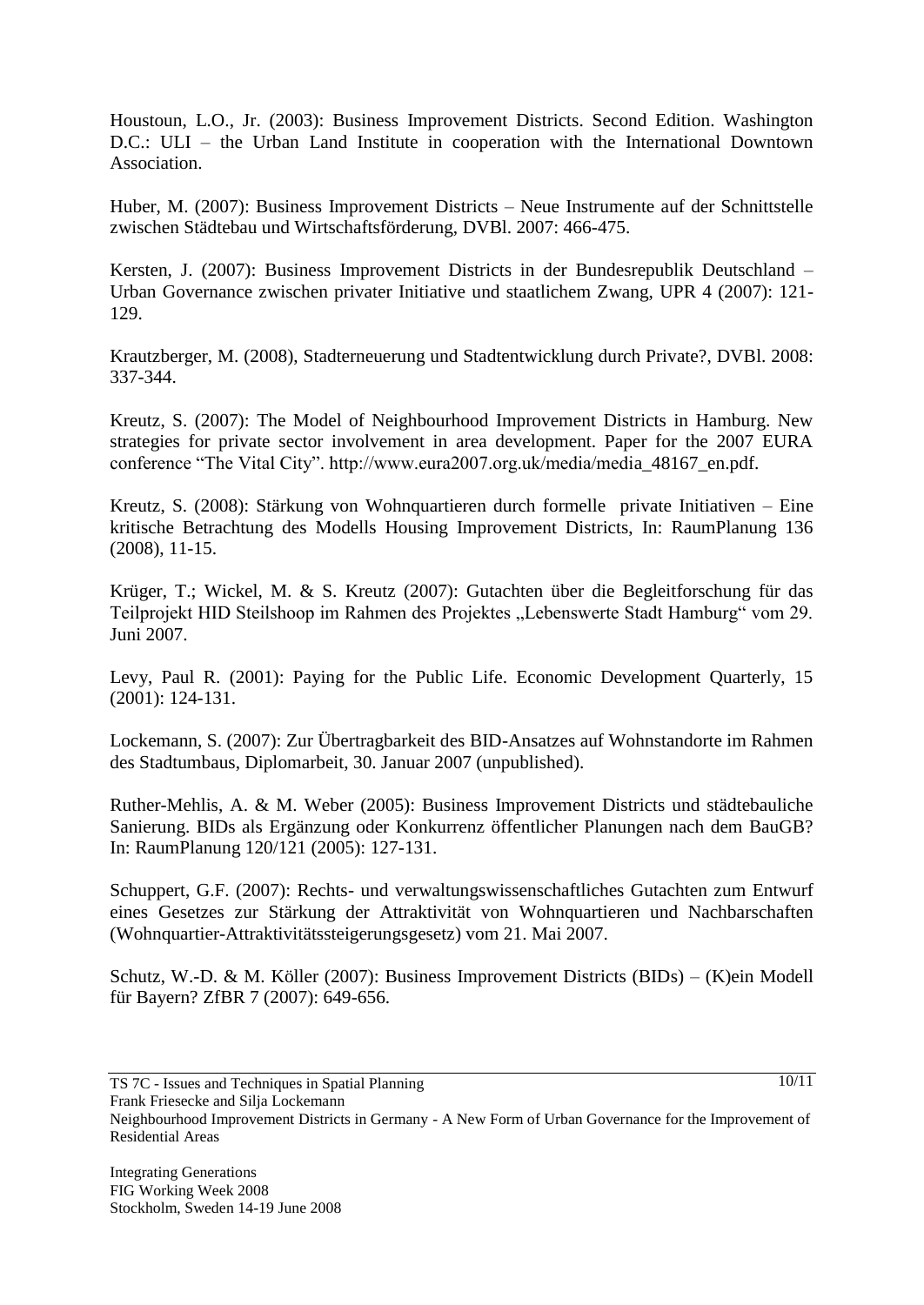Houstoun, L.O., Jr. (2003): Business Improvement Districts. Second Edition. Washington D.C.: ULI – the Urban Land Institute in cooperation with the International Downtown Association.

Huber, M. (2007): Business Improvement Districts – Neue Instrumente auf der Schnittstelle zwischen Städtebau und Wirtschaftsförderung, DVBl. 2007: 466-475.

Kersten, J. (2007): Business Improvement Districts in der Bundesrepublik Deutschland – Urban Governance zwischen privater Initiative und staatlichem Zwang, UPR 4 (2007): 121-129.

Krautzberger, M. (2008), Stadterneuerung und Stadtentwicklung durch Private?, DVBl. 2008: 337-344.

Kreutz, S. (2007): The Model of Neighbourhood Improvement Districts in Hamburg. New strategies for private sector involvement in area development. Paper for the 2007 EURA conference "The Vital City". http://www.eura2007.org.uk/media/media_48167_en.pdf.

Kreutz, S. (2008): Stärkung von Wohnquartieren durch formelle private Initiativen – Eine kritische Betrachtung des Modells Housing Improvement Districts, In: RaumPlanung 136 (2008), 11-15.

Krüger, T.; Wickel, M. & S. Kreutz (2007): Gutachten über die Begleitforschung für das Teilprojekt HID Steilshoop im Rahmen des Projektes „Lebenswerte Stadt Hamburg" vom 29. Juni 2007.

Levy, Paul R. (2001): Paying for the Public Life. Economic Development Quarterly, 15 (2001): 124-131.

Lockemann, S. (2007): Zur Übertragbarkeit des BID-Ansatzes auf Wohnstandorte im Rahmen des Stadtumbaus, Diplomarbeit, 30. Januar 2007 (unpublished).

Ruther-Mehlis, A. & M. Weber (2005): Business Improvement Districts und städtebauliche Sanierung. BIDs als Ergänzung oder Konkurrenz öffentlicher Planungen nach dem BauGB? In: RaumPlanung 120/121 (2005): 127-131.

Schuppert, G.F. (2007): Rechts- und verwaltungswissenschaftliches Gutachten zum Entwurf eines Gesetzes zur Stärkung der Attraktivität von Wohnquartieren und Nachbarschaften (Wohnquartier-Attraktivitätssteigerungsgesetz) vom 21. Mai 2007.

Schutz, W.-D. & M. Köller (2007): Business Improvement Districts (BIDs) – (K)ein Modell für Bayern? ZfBR 7 (2007): 649-656.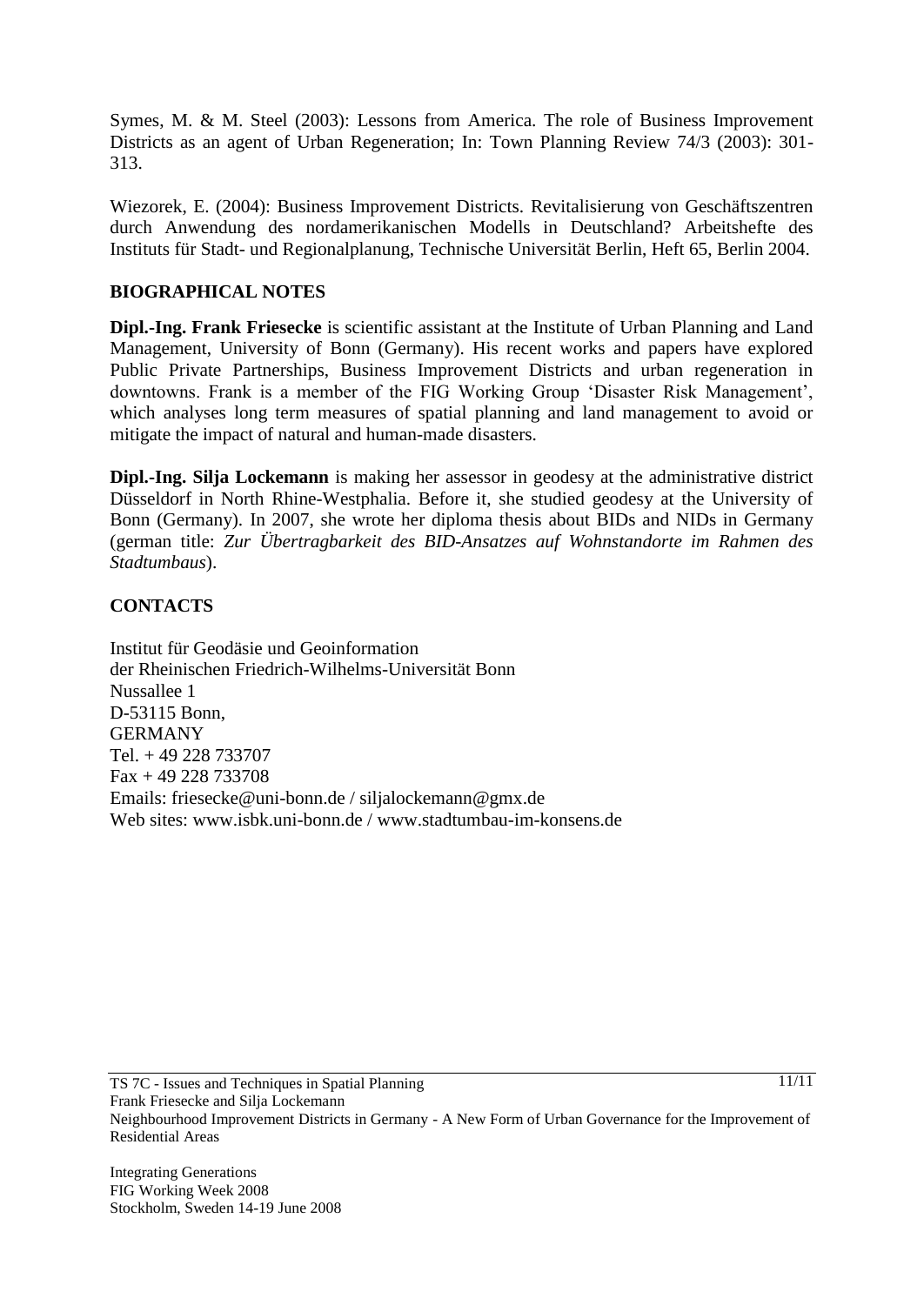Symes, M. & M. Steel (2003): Lessons from America. The role of Business Improvement Districts as an agent of Urban Regeneration; In: Town Planning Review 74/3 (2003): 301-313.

Wiezorek, E. (2004): Business Improvement Districts. Revitalisierung von Geschäftszentren durch Anwendung des nordamerikanischen Modells in Deutschland? Arbeitshefte des Instituts für Stadt- und Regionalplanung, Technische Universität Berlin, Heft 65, Berlin 2004.

## BIOGRAPHICAL NOTES

**Dipl.-Ing. Frank Friesecke** is scientific assistant at the Institute of Urban Planning and Land Management, University of Bonn (Germany). His recent works and papers have explored Public Private Partnerships, Business Improvement Districts and urban regeneration in downtowns. Frank is a member of the FIG Working Group 'Disaster Risk Management', which analyses long term measures of spatial planning and land management to avoid or mitigate the impact of natural and human-made disasters.

**Dipl.-Ing. Silja Lockemann** is making her assessor in geodesy at the administrative district Düsseldorf in North Rhine-Westphalia. Before it, she studied geodesy at the University of Bonn (Germany). In 2007, she wrote her diploma thesis about BIDs and NIDs in Germany (german title: *Zur Übertragbarkeit des BID-Ansatzes auf Wohnstandorte im Rahmen des Stadtumbaus*).

## CONTACTS

Institut für Geodäsie und Geoinformation
der Rheinischen Friedrich-Wilhelms-Universität Bonn
Nussallee 1
D-53115 Bonn,
GERMANY
Tel. + 49 228 733707
Fax + 49 228 733708
Emails: friesecke@uni-bonn.de / siljalockemann@gmx.de
Web sites: www.isbk.uni-bonn.de / www.stadtumbau-im-konsens.de